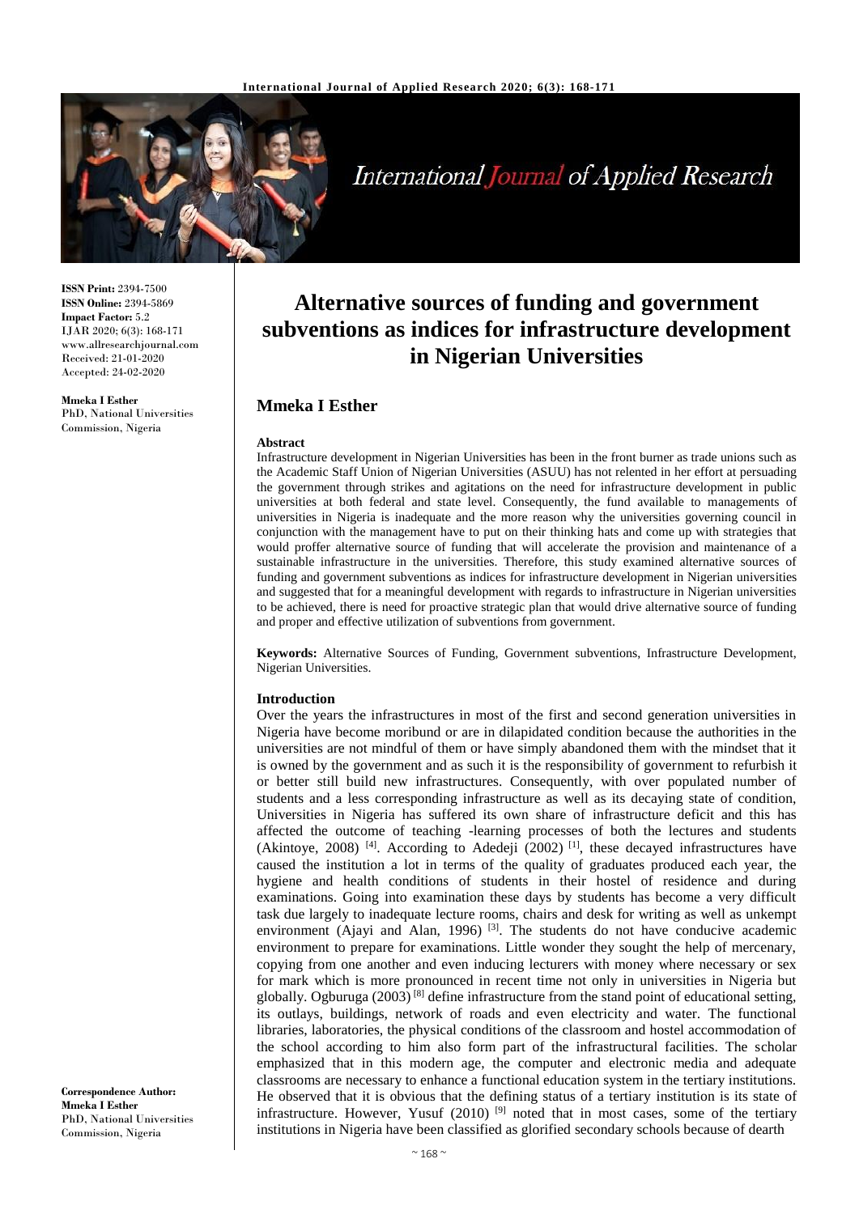**ISSN Print:** 2394-7500
**ISSN Online:** 2394-5869
**Impact Factor:** 5.2
IJAR 2020; 6(3): 168-171
www.allresearchjournal.com
Received: 21-01-2020
Accepted: 24-02-2020

**Mmeka I Esther**
PhD, National Universities Commission, Nigeria

**Correspondence Author:**
**Mmeka I Esther**
PhD, National Universities Commission, Nigeria

# Alternative sources of funding and government subventions as indices for infrastructure development in Nigerian Universities

## Mmeka I Esther

### Abstract

Infrastructure development in Nigerian Universities has been in the front burner as trade unions such as the Academic Staff Union of Nigerian Universities (ASUU) has not relented in her effort at persuading the government through strikes and agitations on the need for infrastructure development in public universities at both federal and state level. Consequently, the fund available to managements of universities in Nigeria is inadequate and the more reason why the universities governing council in conjunction with the management have to put on their thinking hats and come up with strategies that would proffer alternative source of funding that will accelerate the provision and maintenance of a sustainable infrastructure in the universities. Therefore, this study examined alternative sources of funding and government subventions as indices for infrastructure development in Nigerian universities and suggested that for a meaningful development with regards to infrastructure in Nigerian universities to be achieved, there is need for proactive strategic plan that would drive alternative source of funding and proper and effective utilization of subventions from government.

**Keywords:** Alternative Sources of Funding, Government subventions, Infrastructure Development, Nigerian Universities.

### Introduction

Over the years the infrastructures in most of the first and second generation universities in Nigeria have become moribund or are in dilapidated condition because the authorities in the universities are not mindful of them or have simply abandoned them with the mindset that it is owned by the government and as such it is the responsibility of government to refurbish it or better still build new infrastructures. Consequently, with over populated number of students and a less corresponding infrastructure as well as its decaying state of condition, Universities in Nigeria has suffered its own share of infrastructure deficit and this has affected the outcome of teaching -learning processes of both the lectures and students (Akintoye, 2008) [4]. According to Adedeji (2002) [1], these decayed infrastructures have caused the institution a lot in terms of the quality of graduates produced each year, the hygiene and health conditions of students in their hostel of residence and during examinations. Going into examination these days by students has become a very difficult task due largely to inadequate lecture rooms, chairs and desk for writing as well as unkempt environment (Ajayi and Alan, 1996) [3]. The students do not have conducive academic environment to prepare for examinations. Little wonder they sought the help of mercenary, copying from one another and even inducing lecturers with money where necessary or sex for mark which is more pronounced in recent time not only in universities in Nigeria but globally. Ogburuga (2003) [8] define infrastructure from the stand point of educational setting, its outlays, buildings, network of roads and even electricity and water. The functional libraries, laboratories, the physical conditions of the classroom and hostel accommodation of the school according to him also form part of the infrastructural facilities. The scholar emphasized that in this modern age, the computer and electronic media and adequate classrooms are necessary to enhance a functional education system in the tertiary institutions. He observed that it is obvious that the defining status of a tertiary institution is its state of infrastructure. However, Yusuf (2010) [9] noted that in most cases, some of the tertiary institutions in Nigeria have been classified as glorified secondary schools because of dearth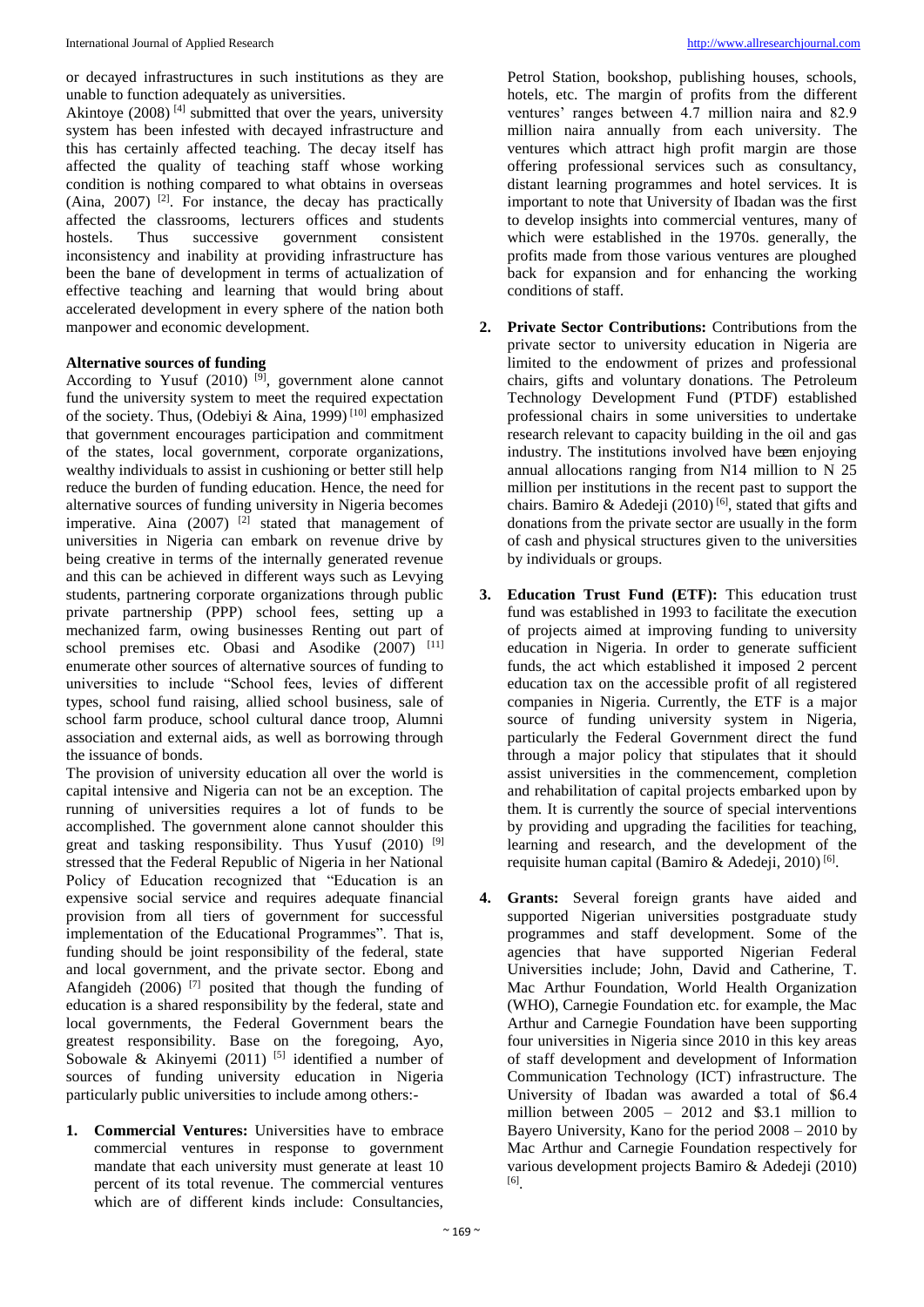or decayed infrastructures in such institutions as they are unable to function adequately as universities.

Akintoye (2008) [4] submitted that over the years, university system has been infested with decayed infrastructure and this has certainly affected teaching. The decay itself has affected the quality of teaching staff whose working condition is nothing compared to what obtains in overseas (Aina, 2007) [2]. For instance, the decay has practically affected the classrooms, lecturers offices and students hostels. Thus successive government consistent inconsistency and inability at providing infrastructure has been the bane of development in terms of actualization of effective teaching and learning that would bring about accelerated development in every sphere of the nation both manpower and economic development.

### Alternative sources of funding

According to Yusuf (2010) [9], government alone cannot fund the university system to meet the required expectation of the society. Thus, (Odebiyi & Aina, 1999) [10] emphasized that government encourages participation and commitment of the states, local government, corporate organizations, wealthy individuals to assist in cushioning or better still help reduce the burden of funding education. Hence, the need for alternative sources of funding university in Nigeria becomes imperative. Aina (2007) [2] stated that management of universities in Nigeria can embark on revenue drive by being creative in terms of the internally generated revenue and this can be achieved in different ways such as Levying students, partnering corporate organizations through public private partnership (PPP) school fees, setting up a mechanized farm, owing businesses Renting out part of school premises etc. Obasi and Asodike (2007) [11] enumerate other sources of alternative sources of funding to universities to include "School fees, levies of different types, school fund raising, allied school business, sale of school farm produce, school cultural dance troop, Alumni association and external aids, as well as borrowing through the issuance of bonds.

The provision of university education all over the world is capital intensive and Nigeria can not be an exception. The running of universities requires a lot of funds to be accomplished. The government alone cannot shoulder this great and tasking responsibility. Thus Yusuf (2010) [9] stressed that the Federal Republic of Nigeria in her National Policy of Education recognized that "Education is an expensive social service and requires adequate financial provision from all tiers of government for successful implementation of the Educational Programmes". That is, funding should be joint responsibility of the federal, state and local government, and the private sector. Ebong and Afangideh (2006) [7] posited that though the funding of education is a shared responsibility by the federal, state and local governments, the Federal Government bears the greatest responsibility. Base on the foregoing, Ayo, Sobowale & Akinyemi (2011) [5] identified a number of sources of funding university education in Nigeria particularly public universities to include among others:-

1. **Commercial Ventures:** Universities have to embrace commercial ventures in response to government mandate that each university must generate at least 10 percent of its total revenue. The commercial ventures which are of different kinds include: Consultancies, Petrol Station, bookshop, publishing houses, schools, hotels, etc. The margin of profits from the different ventures' ranges between 4.7 million naira and 82.9 million naira annually from each university. The ventures which attract high profit margin are those offering professional services such as consultancy, distant learning programmes and hotel services. It is important to note that University of Ibadan was the first to develop insights into commercial ventures, many of which were established in the 1970s. generally, the profits made from those various ventures are ploughed back for expansion and for enhancing the working conditions of staff.

2. **Private Sector Contributions:** Contributions from the private sector to university education in Nigeria are limited to the endowment of prizes and professional chairs, gifts and voluntary donations. The Petroleum Technology Development Fund (PTDF) established professional chairs in some universities to undertake research relevant to capacity building in the oil and gas industry. The institutions involved have been enjoying annual allocations ranging from N14 million to N 25 million per institutions in the recent past to support the chairs. Bamiro & Adedeji (2010) [6], stated that gifts and donations from the private sector are usually in the form of cash and physical structures given to the universities by individuals or groups.

3. **Education Trust Fund (ETF):** This education trust fund was established in 1993 to facilitate the execution of projects aimed at improving funding to university education in Nigeria. In order to generate sufficient funds, the act which established it imposed 2 percent education tax on the accessible profit of all registered companies in Nigeria. Currently, the ETF is a major source of funding university system in Nigeria, particularly the Federal Government direct the fund through a major policy that stipulates that it should assist universities in the commencement, completion and rehabilitation of capital projects embarked upon by them. It is currently the source of special interventions by providing and upgrading the facilities for teaching, learning and research, and the development of the requisite human capital (Bamiro & Adedeji, 2010) [6].

4. **Grants:** Several foreign grants have aided and supported Nigerian universities postgraduate study programmes and staff development. Some of the agencies that have supported Nigerian Federal Universities include; John, David and Catherine, T. Mac Arthur Foundation, World Health Organization (WHO), Carnegie Foundation etc. for example, the Mac Arthur and Carnegie Foundation have been supporting four universities in Nigeria since 2010 in this key areas of staff development and development of Information Communication Technology (ICT) infrastructure. The University of Ibadan was awarded a total of $6.4 million between 2005 – 2012 and $3.1 million to Bayero University, Kano for the period 2008 – 2010 by Mac Arthur and Carnegie Foundation respectively for various development projects Bamiro & Adedeji (2010) [6].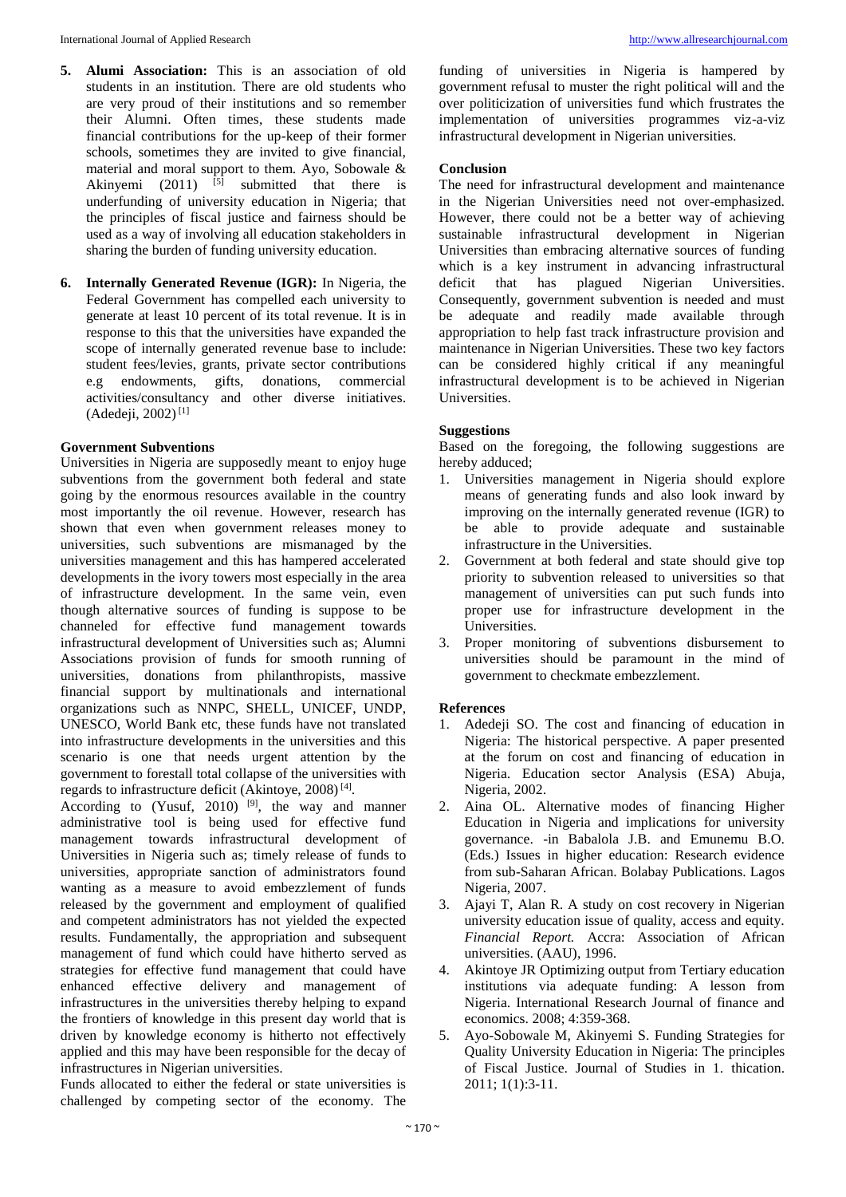5. **Alumi Association:** This is an association of old students in an institution. There are old students who are very proud of their institutions and so remember their Alumni. Often times, these students made financial contributions for the up-keep of their former schools, sometimes they are invited to give financial, material and moral support to them. Ayo, Sobowale & Akinyemi (2011) [5] submitted that there is underfunding of university education in Nigeria; that the principles of fiscal justice and fairness should be used as a way of involving all education stakeholders in sharing the burden of funding university education.

6. **Internally Generated Revenue (IGR):** In Nigeria, the Federal Government has compelled each university to generate at least 10 percent of its total revenue. It is in response to this that the universities have expanded the scope of internally generated revenue base to include: student fees/levies, grants, private sector contributions e.g endowments, gifts, donations, commercial activities/consultancy and other diverse initiatives. (Adedeji, 2002) [1]

### Government Subventions

Universities in Nigeria are supposedly meant to enjoy huge subventions from the government both federal and state going by the enormous resources available in the country most importantly the oil revenue. However, research has shown that even when government releases money to universities, such subventions are mismanaged by the universities management and this has hampered accelerated developments in the ivory towers most especially in the area of infrastructure development. In the same vein, even though alternative sources of funding is suppose to be channeled for effective fund management towards infrastructural development of Universities such as; Alumni Associations provision of funds for smooth running of universities, donations from philanthropists, massive financial support by multinationals and international organizations such as NNPC, SHELL, UNICEF, UNDP, UNESCO, World Bank etc, these funds have not translated into infrastructure developments in the universities and this scenario is one that needs urgent attention by the government to forestall total collapse of the universities with regards to infrastructure deficit (Akintoye, 2008) [4].

According to (Yusuf, 2010) [9], the way and manner administrative tool is being used for effective fund management towards infrastructural development of Universities in Nigeria such as; timely release of funds to universities, appropriate sanction of administrators found wanting as a measure to avoid embezzlement of funds released by the government and employment of qualified and competent administrators has not yielded the expected results. Fundamentally, the appropriation and subsequent management of fund which could have hitherto served as strategies for effective fund management that could have enhanced effective delivery and management of infrastructures in the universities thereby helping to expand the frontiers of knowledge in this present day world that is driven by knowledge economy is hitherto not effectively applied and this may have been responsible for the decay of infrastructures in Nigerian universities.

Funds allocated to either the federal or state universities is challenged by competing sector of the economy. The funding of universities in Nigeria is hampered by government refusal to muster the right political will and the over politicization of universities fund which frustrates the implementation of universities programmes viz-a-viz infrastructural development in Nigerian universities.

### Conclusion

The need for infrastructural development and maintenance in the Nigerian Universities need not over-emphasized. However, there could not be a better way of achieving sustainable infrastructural development in Nigerian Universities than embracing alternative sources of funding which is a key instrument in advancing infrastructural deficit that has plagued Nigerian Universities. Consequently, government subvention is needed and must be adequate and readily made available through appropriation to help fast track infrastructure provision and maintenance in Nigerian Universities. These two key factors can be considered highly critical if any meaningful infrastructural development is to be achieved in Nigerian Universities.

### Suggestions

Based on the foregoing, the following suggestions are hereby adduced;

1. Universities management in Nigeria should explore means of generating funds and also look inward by improving on the internally generated revenue (IGR) to be able to provide adequate and sustainable infrastructure in the Universities.
2. Government at both federal and state should give top priority to subvention released to universities so that management of universities can put such funds into proper use for infrastructure development in the Universities.
3. Proper monitoring of subventions disbursement to universities should be paramount in the mind of government to checkmate embezzlement.

### References

1. Adedeji SO. The cost and financing of education in Nigeria: The historical perspective. A paper presented at the forum on cost and financing of education in Nigeria. Education sector Analysis (ESA) Abuja, Nigeria, 2002.
2. Aina OL. Alternative modes of financing Higher Education in Nigeria and implications for university governance. -in Babalola J.B. and Emunemu B.O. (Eds.) Issues in higher education: Research evidence from sub-Saharan African. Bolabay Publications. Lagos Nigeria, 2007.
3. Ajayi T, Alan R. A study on cost recovery in Nigerian university education issue of quality, access and equity. *Financial Report.* Accra: Association of African universities. (AAU), 1996.
4. Akintoye JR Optimizing output from Tertiary education institutions via adequate funding: A lesson from Nigeria. International Research Journal of finance and economics. 2008; 4:359-368.
5. Ayo-Sobowale M, Akinyemi S. Funding Strategies for Quality University Education in Nigeria: The principles of Fiscal Justice. Journal of Studies in 1. thication. 2011; 1(1):3-11.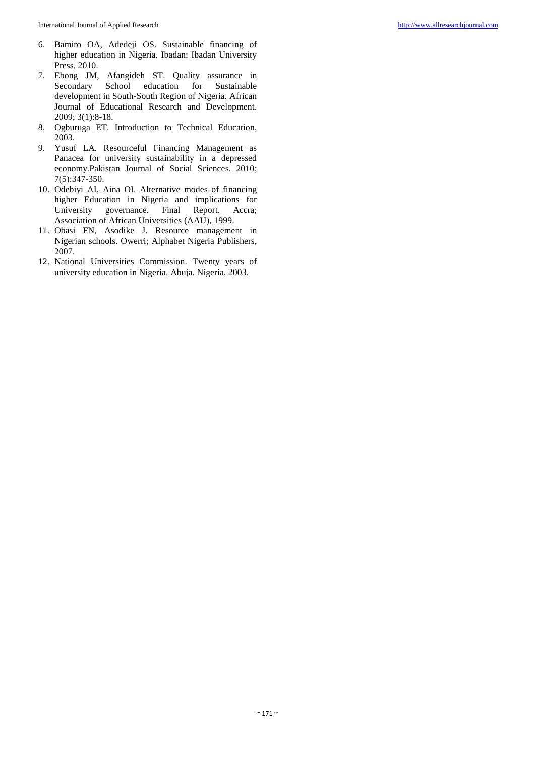6. Bamiro OA, Adedeji OS. Sustainable financing of higher education in Nigeria. Ibadan: Ibadan University Press, 2010.
7. Ebong JM, Afangideh ST. Quality assurance in Secondary School education for Sustainable development in South-South Region of Nigeria. African Journal of Educational Research and Development. 2009; 3(1):8-18.
8. Ogburuga ET. Introduction to Technical Education, 2003.
9. Yusuf LA. Resourceful Financing Management as Panacea for university sustainability in a depressed economy.Pakistan Journal of Social Sciences. 2010; 7(5):347-350.
10. Odebiyi AI, Aina OI. Alternative modes of financing higher Education in Nigeria and implications for University governance. Final Report. Accra; Association of African Universities (AAU), 1999.
11. Obasi FN, Asodike J. Resource management in Nigerian schools. Owerri; Alphabet Nigeria Publishers, 2007.
12. National Universities Commission. Twenty years of university education in Nigeria. Abuja. Nigeria, 2003.